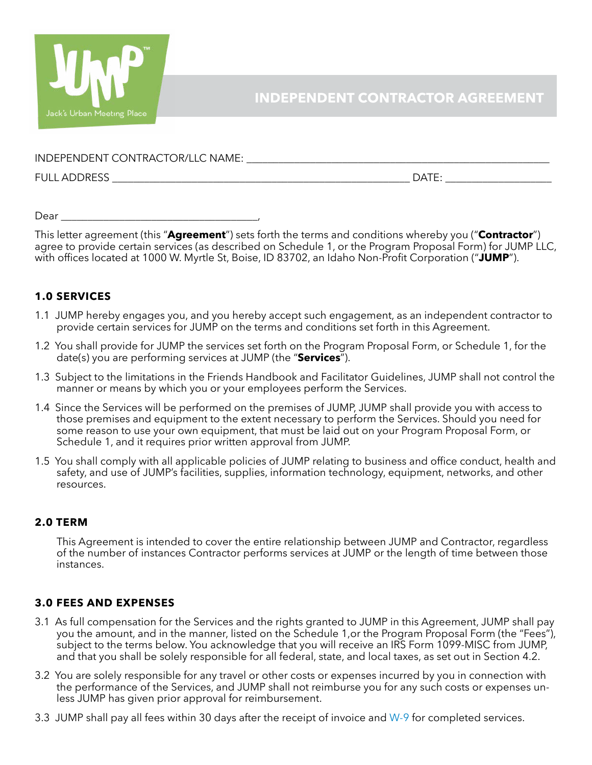# INDEPENDENT CONTRACTOR AGREEMENT

INDEPENDENT CONTRACTOR/LLC NAME: ___________________________________________________________

FULL ADDRESS ___________________________________________________________ DATE: ____________________

Dear ______________________________________,

This letter agreement (this "**Agreement**") sets forth the terms and conditions whereby you ("**Contractor**") agree to provide certain services (as described on Schedule 1, or the Program Proposal Form) for JUMP LLC, with offices located at 1000 W. Myrtle St, Boise, ID 83702, an Idaho Non-Profit Corporation ("**JUMP**").

## 1.0 SERVICES

1.1 JUMP hereby engages you, and you hereby accept such engagement, as an independent contractor to provide certain services for JUMP on the terms and conditions set forth in this Agreement.

1.2 You shall provide for JUMP the services set forth on the Program Proposal Form, or Schedule 1, for the date(s) you are performing services at JUMP (the "**Services**").

1.3 Subject to the limitations in the Friends Handbook and Facilitator Guidelines, JUMP shall not control the manner or means by which you or your employees perform the Services.

1.4 Since the Services will be performed on the premises of JUMP, JUMP shall provide you with access to those premises and equipment to the extent necessary to perform the Services. Should you need for some reason to use your own equipment, that must be laid out on your Program Proposal Form, or Schedule 1, and it requires prior written approval from JUMP.

1.5 You shall comply with all applicable policies of JUMP relating to business and office conduct, health and safety, and use of JUMP's facilities, supplies, information technology, equipment, networks, and other resources.

## 2.0 TERM

This Agreement is intended to cover the entire relationship between JUMP and Contractor, regardless of the number of instances Contractor performs services at JUMP or the length of time between those instances.

## 3.0 FEES AND EXPENSES

3.1 As full compensation for the Services and the rights granted to JUMP in this Agreement, JUMP shall pay you the amount, and in the manner, listed on the Schedule 1,or the Program Proposal Form (the "Fees"), subject to the terms below. You acknowledge that you will receive an IRS Form 1099-MISC from JUMP, and that you shall be solely responsible for all federal, state, and local taxes, as set out in Section 4.2.

3.2 You are solely responsible for any travel or other costs or expenses incurred by you in connection with the performance of the Services, and JUMP shall not reimburse you for any such costs or expenses unless JUMP has given prior approval for reimbursement.

3.3 JUMP shall pay all fees within 30 days after the receipt of invoice and W-9 for completed services.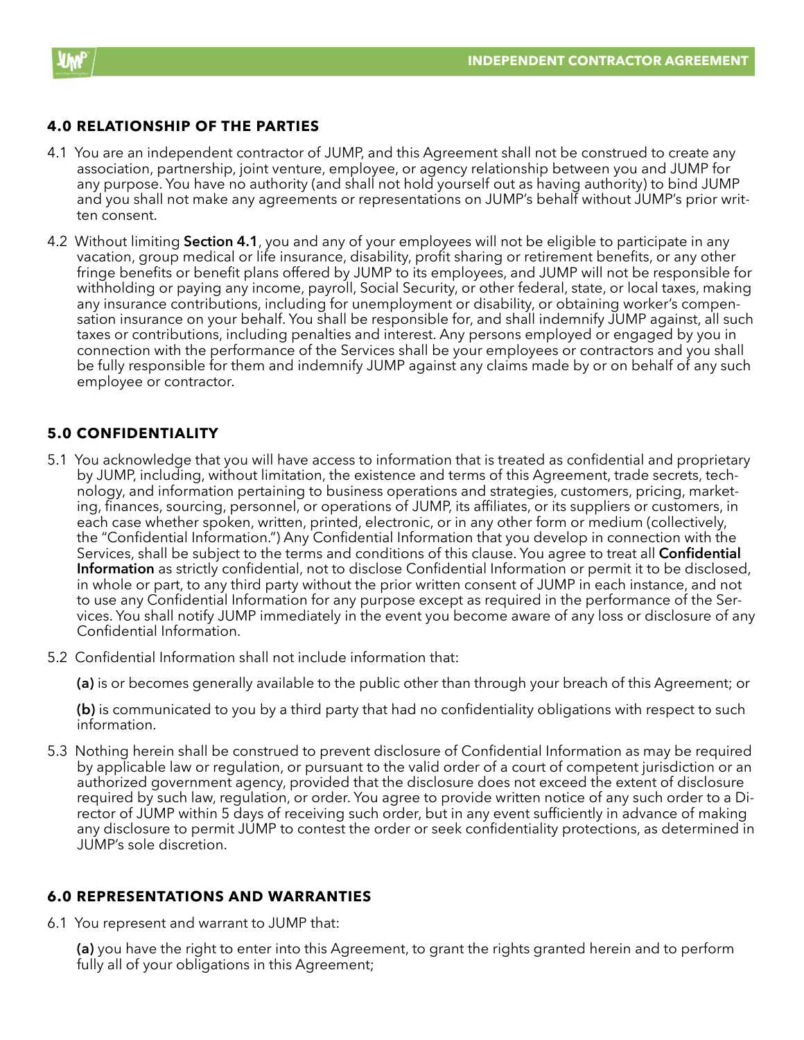## 4.0 RELATIONSHIP OF THE PARTIES

4.1 You are an independent contractor of JUMP, and this Agreement shall not be construed to create any association, partnership, joint venture, employee, or agency relationship between you and JUMP for any purpose. You have no authority (and shall not hold yourself out as having authority) to bind JUMP and you shall not make any agreements or representations on JUMP's behalf without JUMP's prior written consent.

4.2 Without limiting **Section 4.1**, you and any of your employees will not be eligible to participate in any vacation, group medical or life insurance, disability, profit sharing or retirement benefits, or any other fringe benefits or benefit plans offered by JUMP to its employees, and JUMP will not be responsible for withholding or paying any income, payroll, Social Security, or other federal, state, or local taxes, making any insurance contributions, including for unemployment or disability, or obtaining worker's compensation insurance on your behalf. You shall be responsible for, and shall indemnify JUMP against, all such taxes or contributions, including penalties and interest. Any persons employed or engaged by you in connection with the performance of the Services shall be your employees or contractors and you shall be fully responsible for them and indemnify JUMP against any claims made by or on behalf of any such employee or contractor.

## 5.0 CONFIDENTIALITY

5.1 You acknowledge that you will have access to information that is treated as confidential and proprietary by JUMP, including, without limitation, the existence and terms of this Agreement, trade secrets, technology, and information pertaining to business operations and strategies, customers, pricing, marketing, finances, sourcing, personnel, or operations of JUMP, its affiliates, or its suppliers or customers, in each case whether spoken, written, printed, electronic, or in any other form or medium (collectively, the "Confidential Information.") Any Confidential Information that you develop in connection with the Services, shall be subject to the terms and conditions of this clause. You agree to treat all **Confidential Information** as strictly confidential, not to disclose Confidential Information or permit it to be disclosed, in whole or part, to any third party without the prior written consent of JUMP in each instance, and not to use any Confidential Information for any purpose except as required in the performance of the Services. You shall notify JUMP immediately in the event you become aware of any loss or disclosure of any Confidential Information.

5.2 Confidential Information shall not include information that:

**(a)** is or becomes generally available to the public other than through your breach of this Agreement; or

**(b)** is communicated to you by a third party that had no confidentiality obligations with respect to such information.

5.3 Nothing herein shall be construed to prevent disclosure of Confidential Information as may be required by applicable law or regulation, or pursuant to the valid order of a court of competent jurisdiction or an authorized government agency, provided that the disclosure does not exceed the extent of disclosure required by such law, regulation, or order. You agree to provide written notice of any such order to a Director of JUMP within 5 days of receiving such order, but in any event sufficiently in advance of making any disclosure to permit JUMP to contest the order or seek confidentiality protections, as determined in JUMP's sole discretion.

## 6.0 REPRESENTATIONS AND WARRANTIES

6.1 You represent and warrant to JUMP that:

**(a)** you have the right to enter into this Agreement, to grant the rights granted herein and to perform fully all of your obligations in this Agreement;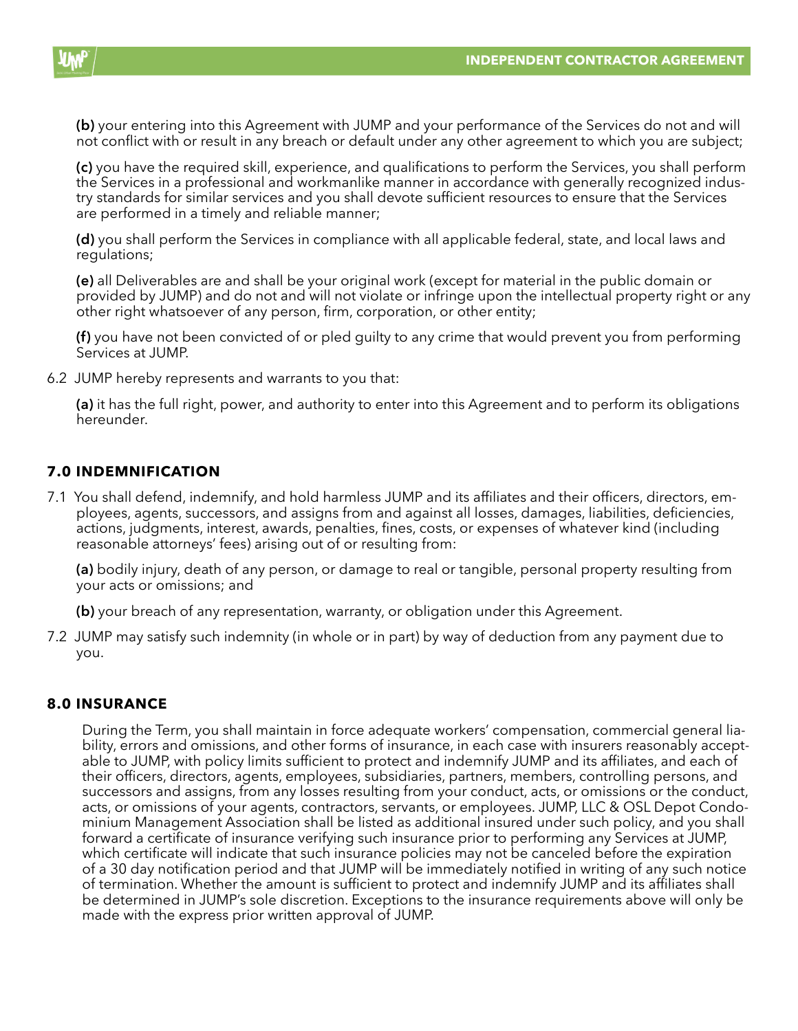**(b)** your entering into this Agreement with JUMP and your performance of the Services do not and will not conflict with or result in any breach or default under any other agreement to which you are subject;

**(c)** you have the required skill, experience, and qualifications to perform the Services, you shall perform the Services in a professional and workmanlike manner in accordance with generally recognized industry standards for similar services and you shall devote sufficient resources to ensure that the Services are performed in a timely and reliable manner;

**(d)** you shall perform the Services in compliance with all applicable federal, state, and local laws and regulations;

**(e)** all Deliverables are and shall be your original work (except for material in the public domain or provided by JUMP) and do not and will not violate or infringe upon the intellectual property right or any other right whatsoever of any person, firm, corporation, or other entity;

**(f)** you have not been convicted of or pled guilty to any crime that would prevent you from performing Services at JUMP.

6.2 JUMP hereby represents and warrants to you that:

**(a)** it has the full right, power, and authority to enter into this Agreement and to perform its obligations hereunder.

## 7.0 INDEMNIFICATION

7.1 You shall defend, indemnify, and hold harmless JUMP and its affiliates and their officers, directors, employees, agents, successors, and assigns from and against all losses, damages, liabilities, deficiencies, actions, judgments, interest, awards, penalties, fines, costs, or expenses of whatever kind (including reasonable attorneys' fees) arising out of or resulting from:

**(a)** bodily injury, death of any person, or damage to real or tangible, personal property resulting from your acts or omissions; and

**(b)** your breach of any representation, warranty, or obligation under this Agreement.

7.2 JUMP may satisfy such indemnity (in whole or in part) by way of deduction from any payment due to you.

## 8.0 INSURANCE

During the Term, you shall maintain in force adequate workers' compensation, commercial general liability, errors and omissions, and other forms of insurance, in each case with insurers reasonably acceptable to JUMP, with policy limits sufficient to protect and indemnify JUMP and its affiliates, and each of their officers, directors, agents, employees, subsidiaries, partners, members, controlling persons, and successors and assigns, from any losses resulting from your conduct, acts, or omissions or the conduct, acts, or omissions of your agents, contractors, servants, or employees. JUMP, LLC & OSL Depot Condominium Management Association shall be listed as additional insured under such policy, and you shall forward a certificate of insurance verifying such insurance prior to performing any Services at JUMP, which certificate will indicate that such insurance policies may not be canceled before the expiration of a 30 day notification period and that JUMP will be immediately notified in writing of any such notice of termination. Whether the amount is sufficient to protect and indemnify JUMP and its affiliates shall be determined in JUMP's sole discretion. Exceptions to the insurance requirements above will only be made with the express prior written approval of JUMP.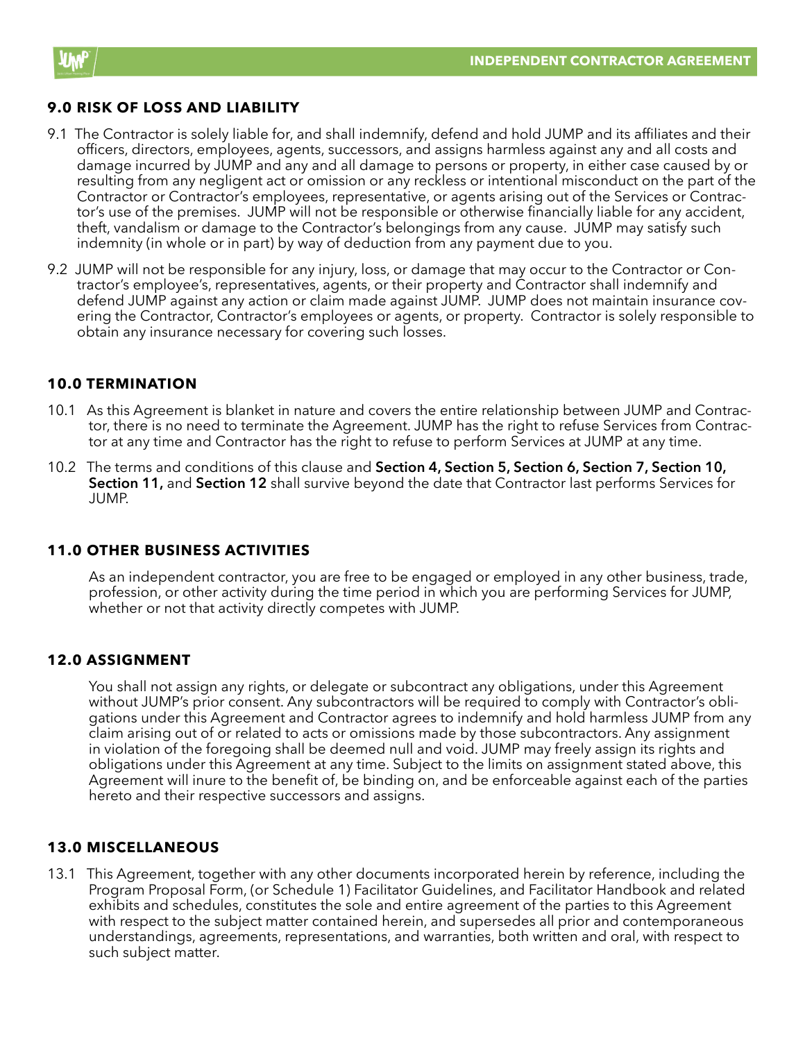## 9.0 RISK OF LOSS AND LIABILITY

9.1 The Contractor is solely liable for, and shall indemnify, defend and hold JUMP and its affiliates and their officers, directors, employees, agents, successors, and assigns harmless against any and all costs and damage incurred by JUMP and any and all damage to persons or property, in either case caused by or resulting from any negligent act or omission or any reckless or intentional misconduct on the part of the Contractor or Contractor's employees, representative, or agents arising out of the Services or Contractor's use of the premises. JUMP will not be responsible or otherwise financially liable for any accident, theft, vandalism or damage to the Contractor's belongings from any cause. JUMP may satisfy such indemnity (in whole or in part) by way of deduction from any payment due to you.

9.2 JUMP will not be responsible for any injury, loss, or damage that may occur to the Contractor or Contractor's employee's, representatives, agents, or their property and Contractor shall indemnify and defend JUMP against any action or claim made against JUMP. JUMP does not maintain insurance covering the Contractor, Contractor's employees or agents, or property. Contractor is solely responsible to obtain any insurance necessary for covering such losses.

## 10.0 TERMINATION

10.1 As this Agreement is blanket in nature and covers the entire relationship between JUMP and Contractor, there is no need to terminate the Agreement. JUMP has the right to refuse Services from Contractor at any time and Contractor has the right to refuse to perform Services at JUMP at any time.

10.2 The terms and conditions of this clause and **Section 4, Section 5, Section 6, Section 7, Section 10, Section 11,** and **Section 12** shall survive beyond the date that Contractor last performs Services for JUMP.

## 11.0 OTHER BUSINESS ACTIVITIES

As an independent contractor, you are free to be engaged or employed in any other business, trade, profession, or other activity during the time period in which you are performing Services for JUMP, whether or not that activity directly competes with JUMP.

## 12.0 ASSIGNMENT

You shall not assign any rights, or delegate or subcontract any obligations, under this Agreement without JUMP's prior consent. Any subcontractors will be required to comply with Contractor's obligations under this Agreement and Contractor agrees to indemnify and hold harmless JUMP from any claim arising out of or related to acts or omissions made by those subcontractors. Any assignment in violation of the foregoing shall be deemed null and void. JUMP may freely assign its rights and obligations under this Agreement at any time. Subject to the limits on assignment stated above, this Agreement will inure to the benefit of, be binding on, and be enforceable against each of the parties hereto and their respective successors and assigns.

## 13.0 MISCELLANEOUS

13.1 This Agreement, together with any other documents incorporated herein by reference, including the Program Proposal Form, (or Schedule 1) Facilitator Guidelines, and Facilitator Handbook and related exhibits and schedules, constitutes the sole and entire agreement of the parties to this Agreement with respect to the subject matter contained herein, and supersedes all prior and contemporaneous understandings, agreements, representations, and warranties, both written and oral, with respect to such subject matter.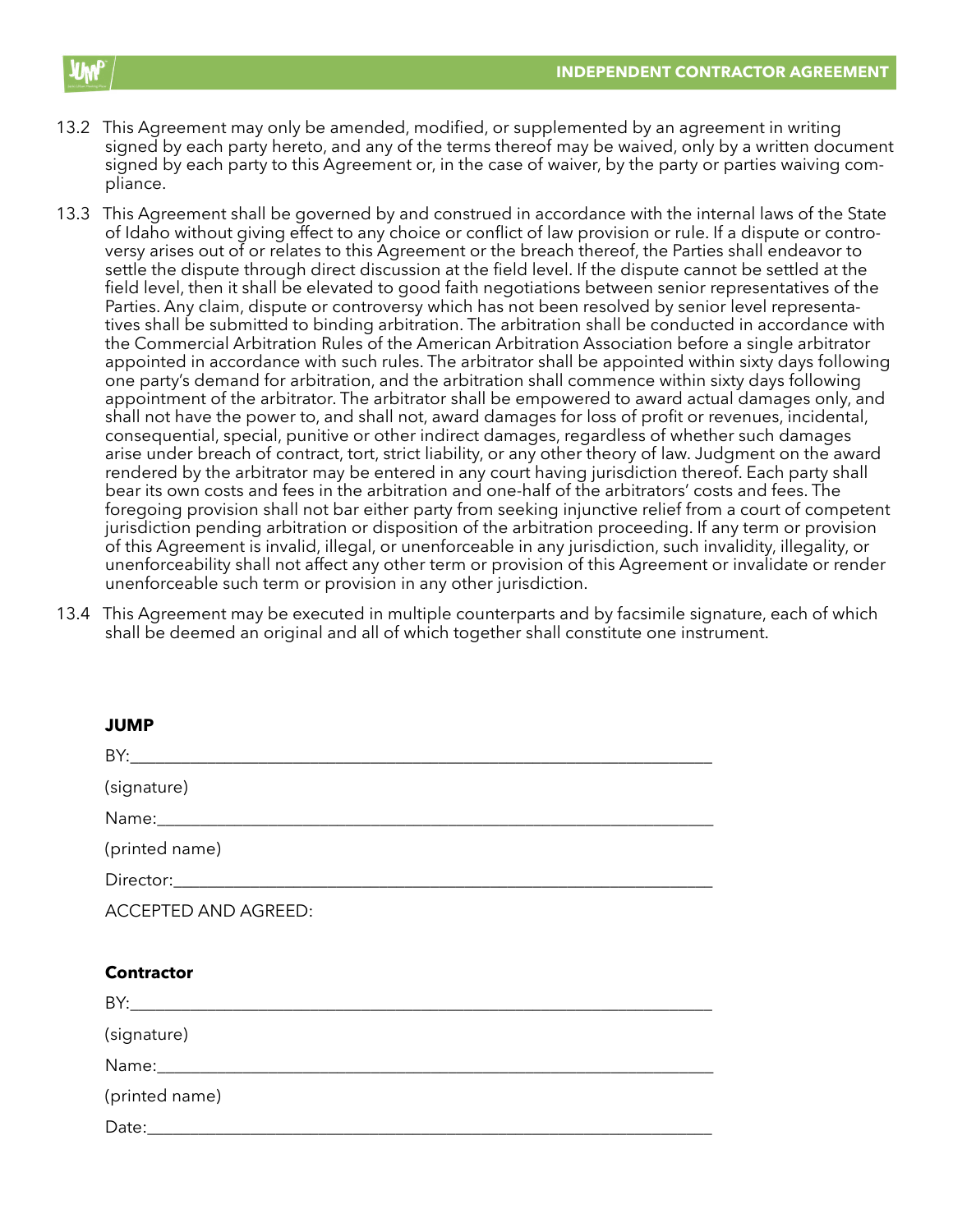13.2 This Agreement may only be amended, modified, or supplemented by an agreement in writing signed by each party hereto, and any of the terms thereof may be waived, only by a written document signed by each party to this Agreement or, in the case of waiver, by the party or parties waiving compliance.

13.3 This Agreement shall be governed by and construed in accordance with the internal laws of the State of Idaho without giving effect to any choice or conflict of law provision or rule. If a dispute or controversy arises out of or relates to this Agreement or the breach thereof, the Parties shall endeavor to settle the dispute through direct discussion at the field level. If the dispute cannot be settled at the field level, then it shall be elevated to good faith negotiations between senior representatives of the Parties. Any claim, dispute or controversy which has not been resolved by senior level representatives shall be submitted to binding arbitration. The arbitration shall be conducted in accordance with the Commercial Arbitration Rules of the American Arbitration Association before a single arbitrator appointed in accordance with such rules. The arbitrator shall be appointed within sixty days following one party's demand for arbitration, and the arbitration shall commence within sixty days following appointment of the arbitrator. The arbitrator shall be empowered to award actual damages only, and shall not have the power to, and shall not, award damages for loss of profit or revenues, incidental, consequential, special, punitive or other indirect damages, regardless of whether such damages arise under breach of contract, tort, strict liability, or any other theory of law. Judgment on the award rendered by the arbitrator may be entered in any court having jurisdiction thereof. Each party shall bear its own costs and fees in the arbitration and one-half of the arbitrators' costs and fees. The foregoing provision shall not bar either party from seeking injunctive relief from a court of competent jurisdiction pending arbitration or disposition of the arbitration proceeding. If any term or provision of this Agreement is invalid, illegal, or unenforceable in any jurisdiction, such invalidity, illegality, or unenforceability shall not affect any other term or provision of this Agreement or invalidate or render unenforceable such term or provision in any other jurisdiction.

13.4 This Agreement may be executed in multiple counterparts and by facsimile signature, each of which shall be deemed an original and all of which together shall constitute one instrument.

**JUMP**

BY:_______________________________________________

(signature)

Name:_____________________________________________

(printed name)

Director:__________________________________________

ACCEPTED AND AGREED:

**Contractor**

BY:_______________________________________________

(signature)

Name:_____________________________________________

(printed name)

Date:______________________________________________